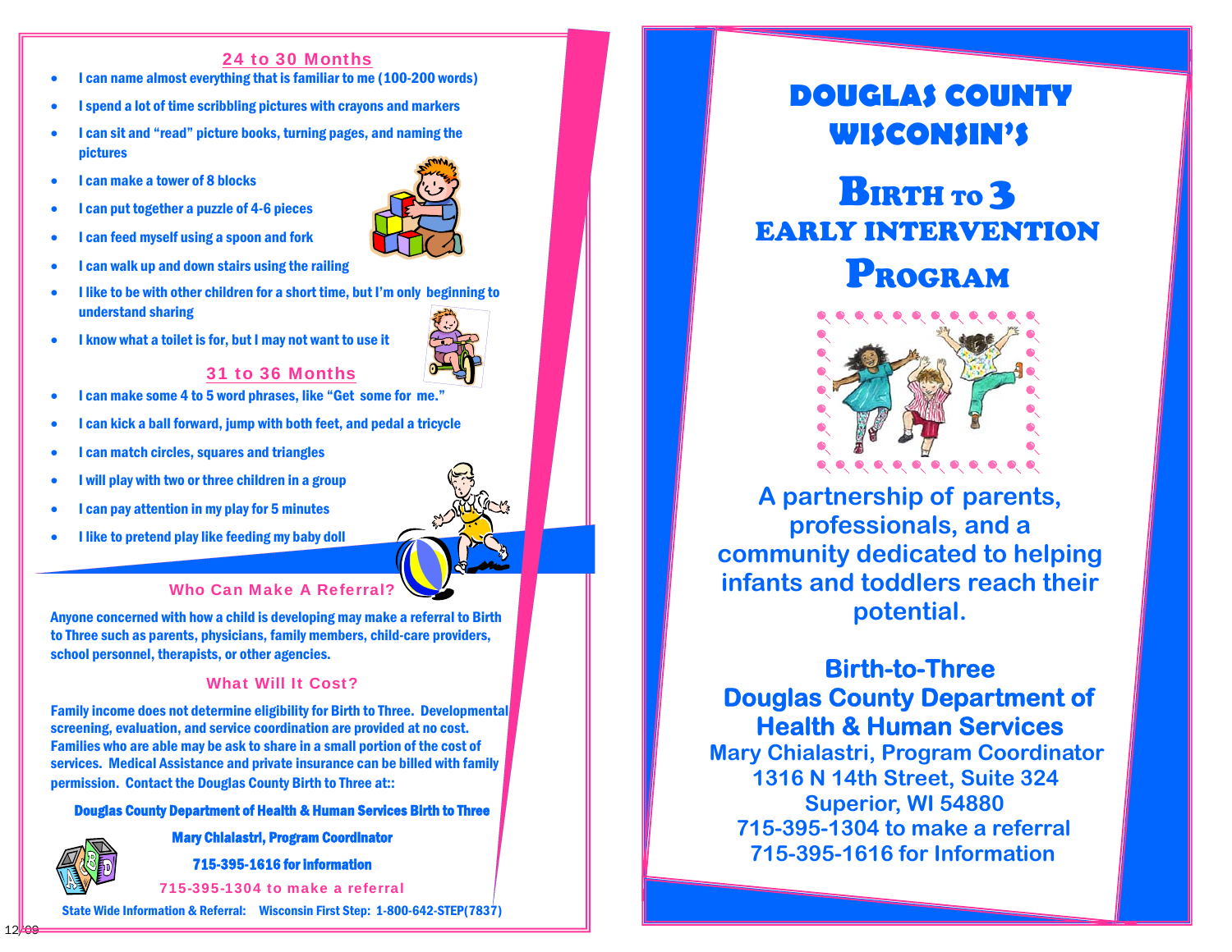## 24 to 30 Months

- I can name almost everything that is familiar to me (100-200 words)
- I spend a lot of time scribbling pictures with crayons and markers
- I can sit and "read" picture books, turning pages, and naming the pictures
- I can make a tower of 8 blocks
- I can put together a puzzle of 4-6 pieces
- I can feed myself using a spoon and fork
- I can walk up and down stairs using the railing
- I like to be with other children for a short time, but I'm only beginning to understand sharing
- I know what a toilet is for, but I may not want to use it

## 31 to 36 Months

- I can make some 4 to 5 word phrases, like "Get some for me."
- I can kick a ball forward, jump with both feet, and pedal a tricycle
- I can match circles, squares and triangles
- I will play with two or three children in a group
- I can pay attention in my play for 5 minutes
- I like to pretend play like feeding my baby doll

### Who Can Make A Referral?

Anyone concerned with how a child is developing may make a referral to Birth to Three such as parents, physicians, family members, child-care providers, school personnel, therapists, or other agencies.

### What Will It Cost?

Family income does not determine eligibility for Birth to Three. Developmental screening, evaluation, and service coordination are provided at no cost. Families who are able may be ask to share in a small portion of the cost of services. Medical Assistance and private insurance can be billed with family permission. Contact the Douglas County Birth to Three at::

**Douglas County Department of Health & Human Services Birth to Three**

**Mary Chialastri, Program Coordinator**

**715-395-1616 for Information**

715-395-1304 to make a referral

State Wide Information & Referral: Wisconsin First Step: 1-800-642-STEP(7837)

12/09

# DOUGLAS COUNTY WISCONSIN'S

# BIRTH TO 3 EARLY INTERVENTION PROGRAM

A partnership of parents, professionals, and a community dedicated to helping infants and toddlers reach their potential.

**Birth-to-Three**
**Douglas County Department of Health & Human Services**
Mary Chialastri, Program Coordinator
1316 N 14th Street, Suite 324
Superior, WI 54880
715-395-1304 to make a referral
715-395-1616 for Information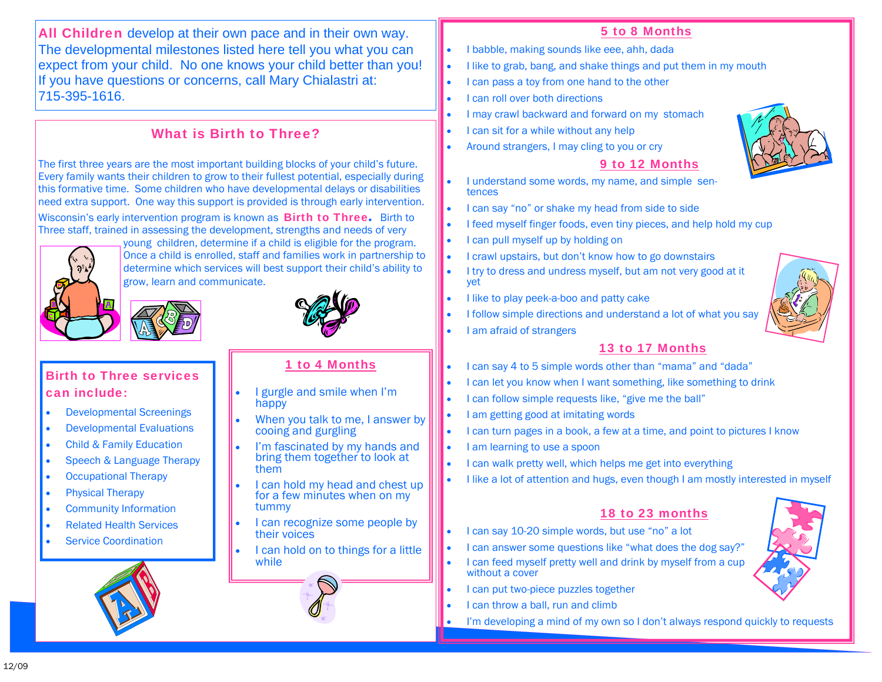**All Children** develop at their own pace and in their own way. The developmental milestones listed here tell you what you can expect from your child. No one knows your child better than you! If you have questions or concerns, call Mary Chialastri at: 715-395-1616.

## What is Birth to Three?

The first three years are the most important building blocks of your child's future. Every family wants their children to grow to their fullest potential, especially during this formative time. Some children who have developmental delays or disabilities need extra support. One way this support is provided is through early intervention.

Wisconsin's early intervention program is known as **Birth to Three.** Birth to Three staff, trained in assessing the development, strengths and needs of very young children, determine if a child is eligible for the program. Once a child is enrolled, staff and families work in partnership to determine which services will best support their child's ability to grow, learn and communicate.

## Birth to Three services can include:

- Developmental Screenings
- Developmental Evaluations
- Child & Family Education
- Speech & Language Therapy
- Occupational Therapy
- Physical Therapy
- Community Information
- Related Health Services
- Service Coordination

## 1 to 4 Months

- I gurgle and smile when I'm happy
- When you talk to me, I answer by cooing and gurgling
- I'm fascinated by my hands and bring them together to look at them
- I can hold my head and chest up for a few minutes when on my tummy
- I can recognize some people by their voices
- I can hold on to things for a little while

## 5 to 8 Months

- I babble, making sounds like eee, ahh, dada
- I like to grab, bang, and shake things and put them in my mouth
- I can pass a toy from one hand to the other
- I can roll over both directions
- I may crawl backward and forward on my stomach
- I can sit for a while without any help
- Around strangers, I may cling to you or cry

## 9 to 12 Months

- I understand some words, my name, and simple sentences
- I can say "no" or shake my head from side to side
- I feed myself finger foods, even tiny pieces, and help hold my cup
- I can pull myself up by holding on
- I crawl upstairs, but don't know how to go downstairs
- I try to dress and undress myself, but am not very good at it yet
- I like to play peek-a-boo and patty cake
- I follow simple directions and understand a lot of what you say
- I am afraid of strangers

## 13 to 17 Months

- I can say 4 to 5 simple words other than "mama" and "dada"
- I can let you know when I want something, like something to drink
- I can follow simple requests like, "give me the ball"
- I am getting good at imitating words
- I can turn pages in a book, a few at a time, and point to pictures I know
- I am learning to use a spoon
- I can walk pretty well, which helps me get into everything
- I like a lot of attention and hugs, even though I am mostly interested in myself

## 18 to 23 months

- I can say 10-20 simple words, but use "no" a lot
- I can answer some questions like "what does the dog say?"
- I can feed myself pretty well and drink by myself from a cup without a cover
- I can put two-piece puzzles together
- I can throw a ball, run and climb
- I'm developing a mind of my own so I don't always respond quickly to requests

12/09